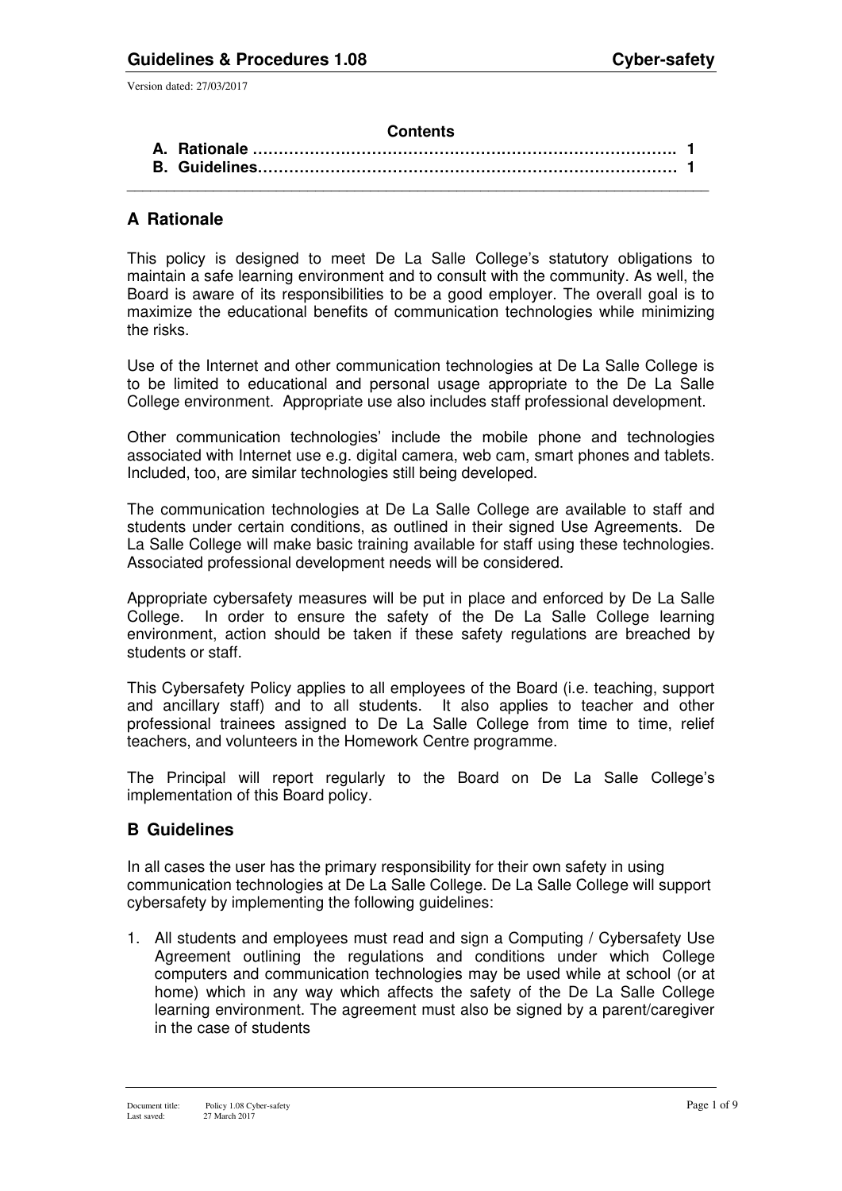Version dated: 27/03/2017

**Contents**

**A. Rationale ……………………………………………………………………. 1**
**B. Guidelines…………………………………………………………………… 1**

## A Rationale

This policy is designed to meet De La Salle College's statutory obligations to maintain a safe learning environment and to consult with the community. As well, the Board is aware of its responsibilities to be a good employer. The overall goal is to maximize the educational benefits of communication technologies while minimizing the risks.

Use of the Internet and other communication technologies at De La Salle College is to be limited to educational and personal usage appropriate to the De La Salle College environment. Appropriate use also includes staff professional development.

Other communication technologies' include the mobile phone and technologies associated with Internet use e.g. digital camera, web cam, smart phones and tablets. Included, too, are similar technologies still being developed.

The communication technologies at De La Salle College are available to staff and students under certain conditions, as outlined in their signed Use Agreements. De La Salle College will make basic training available for staff using these technologies. Associated professional development needs will be considered.

Appropriate cybersafety measures will be put in place and enforced by De La Salle College. In order to ensure the safety of the De La Salle College learning environment, action should be taken if these safety regulations are breached by students or staff.

This Cybersafety Policy applies to all employees of the Board (i.e. teaching, support and ancillary staff) and to all students. It also applies to teacher and other professional trainees assigned to De La Salle College from time to time, relief teachers, and volunteers in the Homework Centre programme.

The Principal will report regularly to the Board on De La Salle College's implementation of this Board policy.

## B Guidelines

In all cases the user has the primary responsibility for their own safety in using communication technologies at De La Salle College. De La Salle College will support cybersafety by implementing the following guidelines:

1. All students and employees must read and sign a Computing / Cybersafety Use Agreement outlining the regulations and conditions under which College computers and communication technologies may be used while at school (or at home) which in any way which affects the safety of the De La Salle College learning environment. The agreement must also be signed by a parent/caregiver in the case of students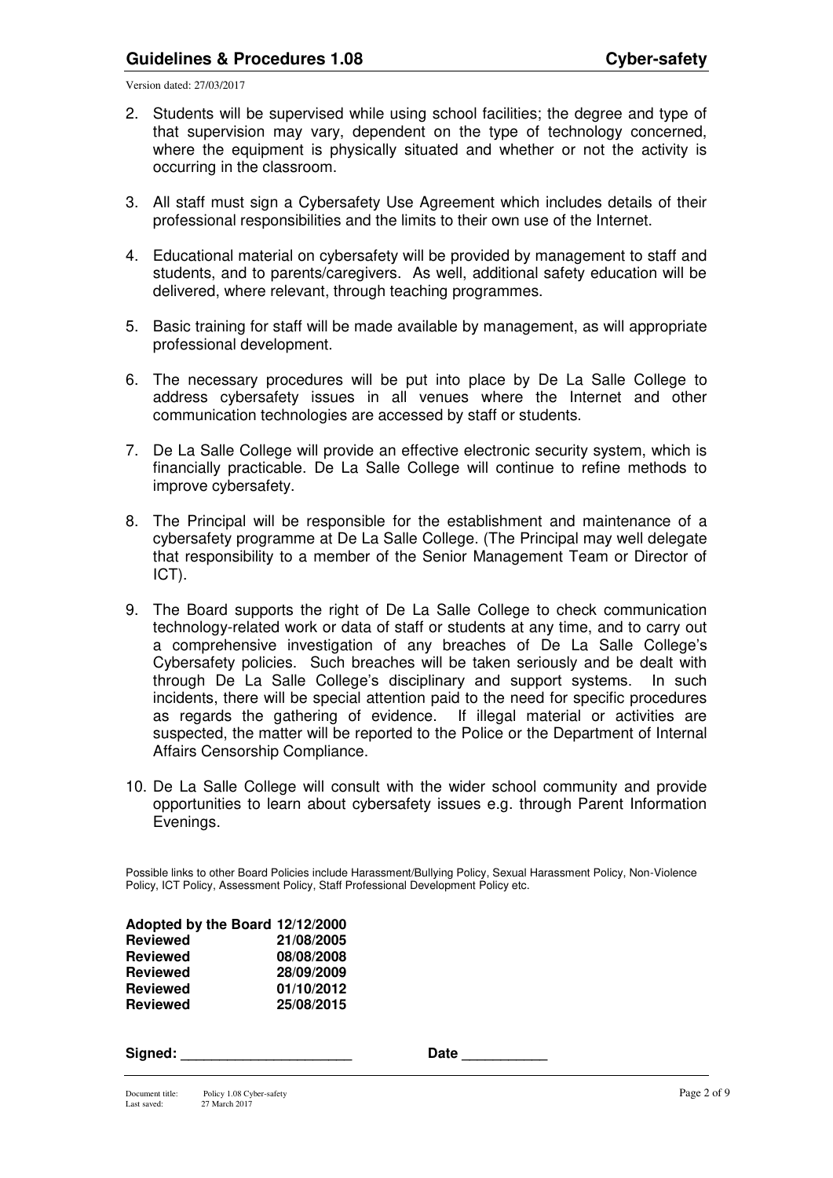2. Students will be supervised while using school facilities; the degree and type of that supervision may vary, dependent on the type of technology concerned, where the equipment is physically situated and whether or not the activity is occurring in the classroom.

3. All staff must sign a Cybersafety Use Agreement which includes details of their professional responsibilities and the limits to their own use of the Internet.

4. Educational material on cybersafety will be provided by management to staff and students, and to parents/caregivers. As well, additional safety education will be delivered, where relevant, through teaching programmes.

5. Basic training for staff will be made available by management, as will appropriate professional development.

6. The necessary procedures will be put into place by De La Salle College to address cybersafety issues in all venues where the Internet and other communication technologies are accessed by staff or students.

7. De La Salle College will provide an effective electronic security system, which is financially practicable. De La Salle College will continue to refine methods to improve cybersafety.

8. The Principal will be responsible for the establishment and maintenance of a cybersafety programme at De La Salle College. (The Principal may well delegate that responsibility to a member of the Senior Management Team or Director of ICT).

9. The Board supports the right of De La Salle College to check communication technology-related work or data of staff or students at any time, and to carry out a comprehensive investigation of any breaches of De La Salle College's Cybersafety policies. Such breaches will be taken seriously and be dealt with through De La Salle College's disciplinary and support systems. In such incidents, there will be special attention paid to the need for specific procedures as regards the gathering of evidence. If illegal material or activities are suspected, the matter will be reported to the Police or the Department of Internal Affairs Censorship Compliance.

10. De La Salle College will consult with the wider school community and provide opportunities to learn about cybersafety issues e.g. through Parent Information Evenings.

Possible links to other Board Policies include Harassment/Bullying Policy, Sexual Harassment Policy, Non-Violence Policy, ICT Policy, Assessment Policy, Staff Professional Development Policy etc.

| | |
|---|---|
| **Adopted by the Board** | **12/12/2000** |
| **Reviewed** | **21/08/2005** |
| **Reviewed** | **08/08/2008** |
| **Reviewed** | **28/09/2009** |
| **Reviewed** | **01/10/2012** |
| **Reviewed** | **25/08/2015** |

**Signed:** ______________________ **Date** ___________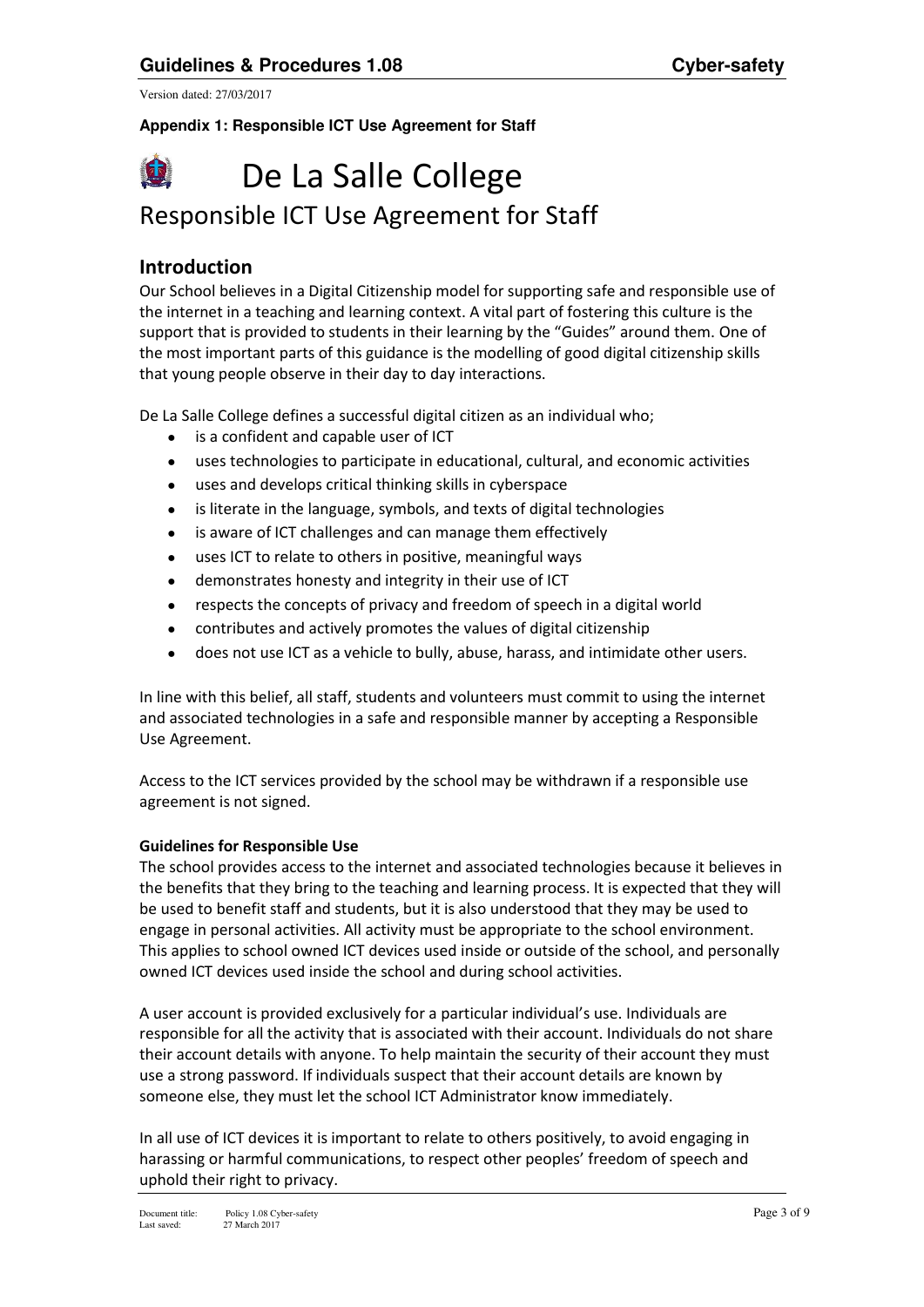Version dated: 27/03/2017

**Appendix 1: Responsible ICT Use Agreement for Staff**

# De La Salle College

## Responsible ICT Use Agreement for Staff

### Introduction

Our School believes in a Digital Citizenship model for supporting safe and responsible use of the internet in a teaching and learning context. A vital part of fostering this culture is the support that is provided to students in their learning by the "Guides" around them. One of the most important parts of this guidance is the modelling of good digital citizenship skills that young people observe in their day to day interactions.

De La Salle College defines a successful digital citizen as an individual who;

- is a confident and capable user of ICT
- uses technologies to participate in educational, cultural, and economic activities
- uses and develops critical thinking skills in cyberspace
- is literate in the language, symbols, and texts of digital technologies
- is aware of ICT challenges and can manage them effectively
- uses ICT to relate to others in positive, meaningful ways
- demonstrates honesty and integrity in their use of ICT
- respects the concepts of privacy and freedom of speech in a digital world
- contributes and actively promotes the values of digital citizenship
- does not use ICT as a vehicle to bully, abuse, harass, and intimidate other users.

In line with this belief, all staff, students and volunteers must commit to using the internet and associated technologies in a safe and responsible manner by accepting a Responsible Use Agreement.

Access to the ICT services provided by the school may be withdrawn if a responsible use agreement is not signed.

**Guidelines for Responsible Use**

The school provides access to the internet and associated technologies because it believes in the benefits that they bring to the teaching and learning process. It is expected that they will be used to benefit staff and students, but it is also understood that they may be used to engage in personal activities. All activity must be appropriate to the school environment. This applies to school owned ICT devices used inside or outside of the school, and personally owned ICT devices used inside the school and during school activities.

A user account is provided exclusively for a particular individual's use. Individuals are responsible for all the activity that is associated with their account. Individuals do not share their account details with anyone. To help maintain the security of their account they must use a strong password. If individuals suspect that their account details are known by someone else, they must let the school ICT Administrator know immediately.

In all use of ICT devices it is important to relate to others positively, to avoid engaging in harassing or harmful communications, to respect other peoples' freedom of speech and uphold their right to privacy.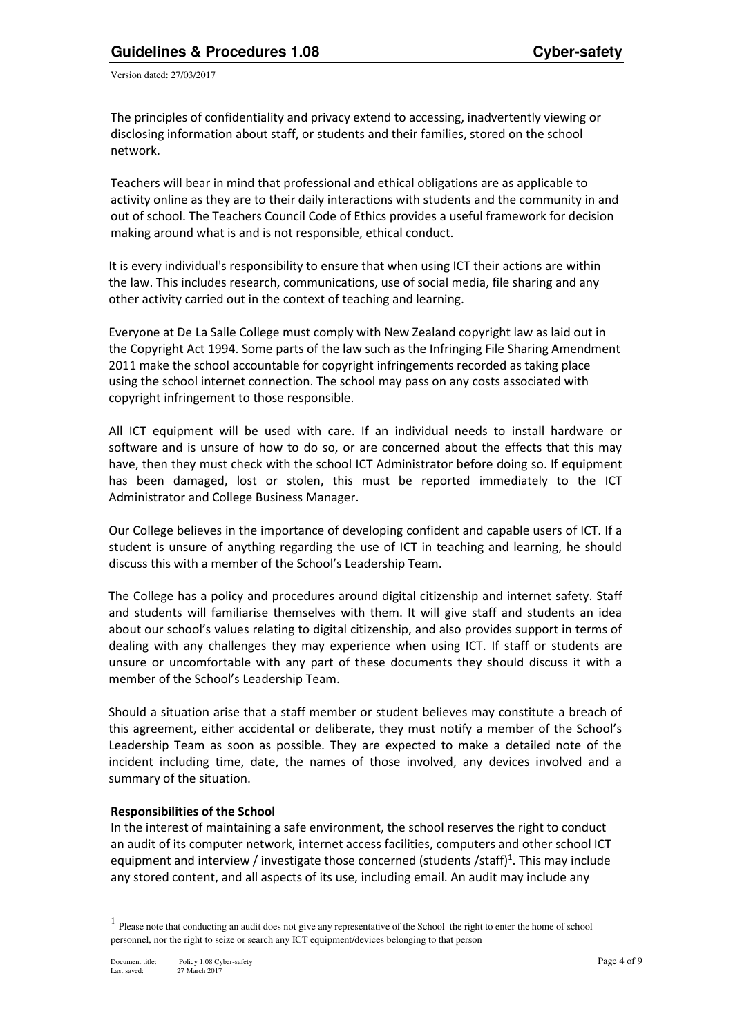The principles of confidentiality and privacy extend to accessing, inadvertently viewing or disclosing information about staff, or students and their families, stored on the school network.

Teachers will bear in mind that professional and ethical obligations are as applicable to activity online as they are to their daily interactions with students and the community in and out of school. The Teachers Council Code of Ethics provides a useful framework for decision making around what is and is not responsible, ethical conduct.

It is every individual's responsibility to ensure that when using ICT their actions are within the law. This includes research, communications, use of social media, file sharing and any other activity carried out in the context of teaching and learning.

Everyone at De La Salle College must comply with New Zealand copyright law as laid out in the Copyright Act 1994. Some parts of the law such as the Infringing File Sharing Amendment 2011 make the school accountable for copyright infringements recorded as taking place using the school internet connection. The school may pass on any costs associated with copyright infringement to those responsible.

All ICT equipment will be used with care. If an individual needs to install hardware or software and is unsure of how to do so, or are concerned about the effects that this may have, then they must check with the school ICT Administrator before doing so. If equipment has been damaged, lost or stolen, this must be reported immediately to the ICT Administrator and College Business Manager.

Our College believes in the importance of developing confident and capable users of ICT. If a student is unsure of anything regarding the use of ICT in teaching and learning, he should discuss this with a member of the School's Leadership Team.

The College has a policy and procedures around digital citizenship and internet safety. Staff and students will familiarise themselves with them. It will give staff and students an idea about our school's values relating to digital citizenship, and also provides support in terms of dealing with any challenges they may experience when using ICT. If staff or students are unsure or uncomfortable with any part of these documents they should discuss it with a member of the School's Leadership Team.

Should a situation arise that a staff member or student believes may constitute a breach of this agreement, either accidental or deliberate, they must notify a member of the School's Leadership Team as soon as possible. They are expected to make a detailed note of the incident including time, date, the names of those involved, any devices involved and a summary of the situation.

**Responsibilities of the School**

In the interest of maintaining a safe environment, the school reserves the right to conduct an audit of its computer network, internet access facilities, computers and other school ICT equipment and interview / investigate those concerned (students /staff)[1]. This may include any stored content, and all aspects of its use, including email. An audit may include any

[1] Please note that conducting an audit does not give any representative of the School the right to enter the home of school personnel, nor the right to seize or search any ICT equipment/devices belonging to that person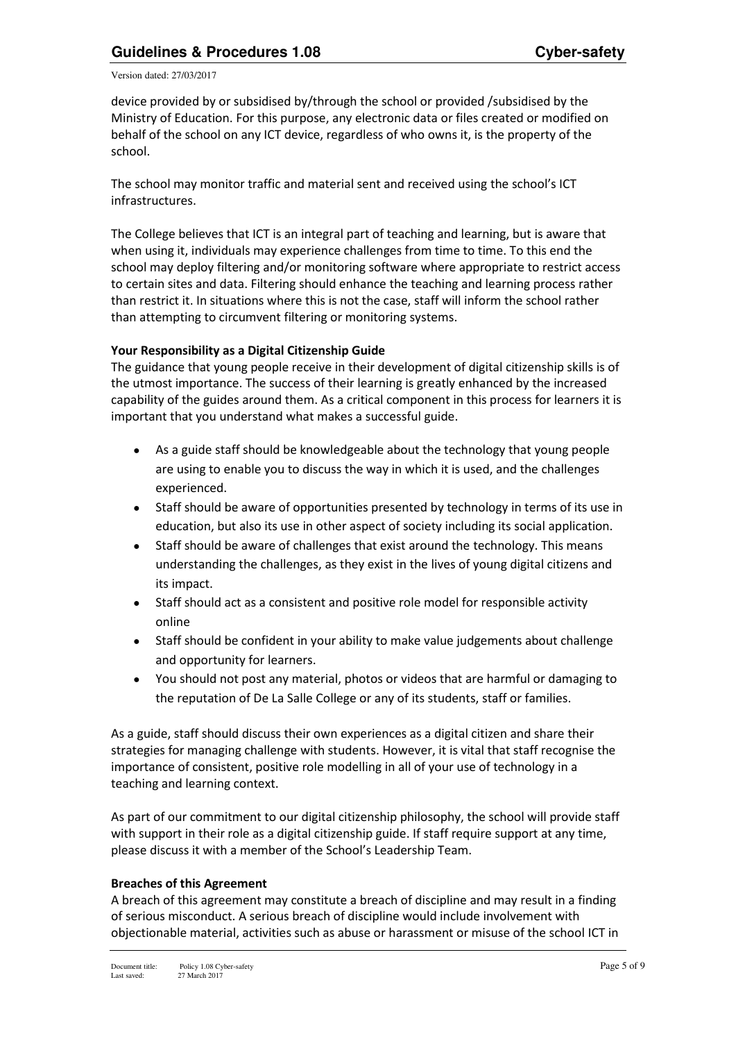device provided by or subsidised by/through the school or provided /subsidised by the Ministry of Education. For this purpose, any electronic data or files created or modified on behalf of the school on any ICT device, regardless of who owns it, is the property of the school.

The school may monitor traffic and material sent and received using the school's ICT infrastructures.

The College believes that ICT is an integral part of teaching and learning, but is aware that when using it, individuals may experience challenges from time to time. To this end the school may deploy filtering and/or monitoring software where appropriate to restrict access to certain sites and data. Filtering should enhance the teaching and learning process rather than restrict it. In situations where this is not the case, staff will inform the school rather than attempting to circumvent filtering or monitoring systems.

**Your Responsibility as a Digital Citizenship Guide**

The guidance that young people receive in their development of digital citizenship skills is of the utmost importance. The success of their learning is greatly enhanced by the increased capability of the guides around them. As a critical component in this process for learners it is important that you understand what makes a successful guide.

- As a guide staff should be knowledgeable about the technology that young people are using to enable you to discuss the way in which it is used, and the challenges experienced.
- Staff should be aware of opportunities presented by technology in terms of its use in education, but also its use in other aspect of society including its social application.
- Staff should be aware of challenges that exist around the technology. This means understanding the challenges, as they exist in the lives of young digital citizens and its impact.
- Staff should act as a consistent and positive role model for responsible activity online
- Staff should be confident in your ability to make value judgements about challenge and opportunity for learners.
- You should not post any material, photos or videos that are harmful or damaging to the reputation of De La Salle College or any of its students, staff or families.

As a guide, staff should discuss their own experiences as a digital citizen and share their strategies for managing challenge with students. However, it is vital that staff recognise the importance of consistent, positive role modelling in all of your use of technology in a teaching and learning context.

As part of our commitment to our digital citizenship philosophy, the school will provide staff with support in their role as a digital citizenship guide. If staff require support at any time, please discuss it with a member of the School's Leadership Team.

**Breaches of this Agreement**

A breach of this agreement may constitute a breach of discipline and may result in a finding of serious misconduct. A serious breach of discipline would include involvement with objectionable material, activities such as abuse or harassment or misuse of the school ICT in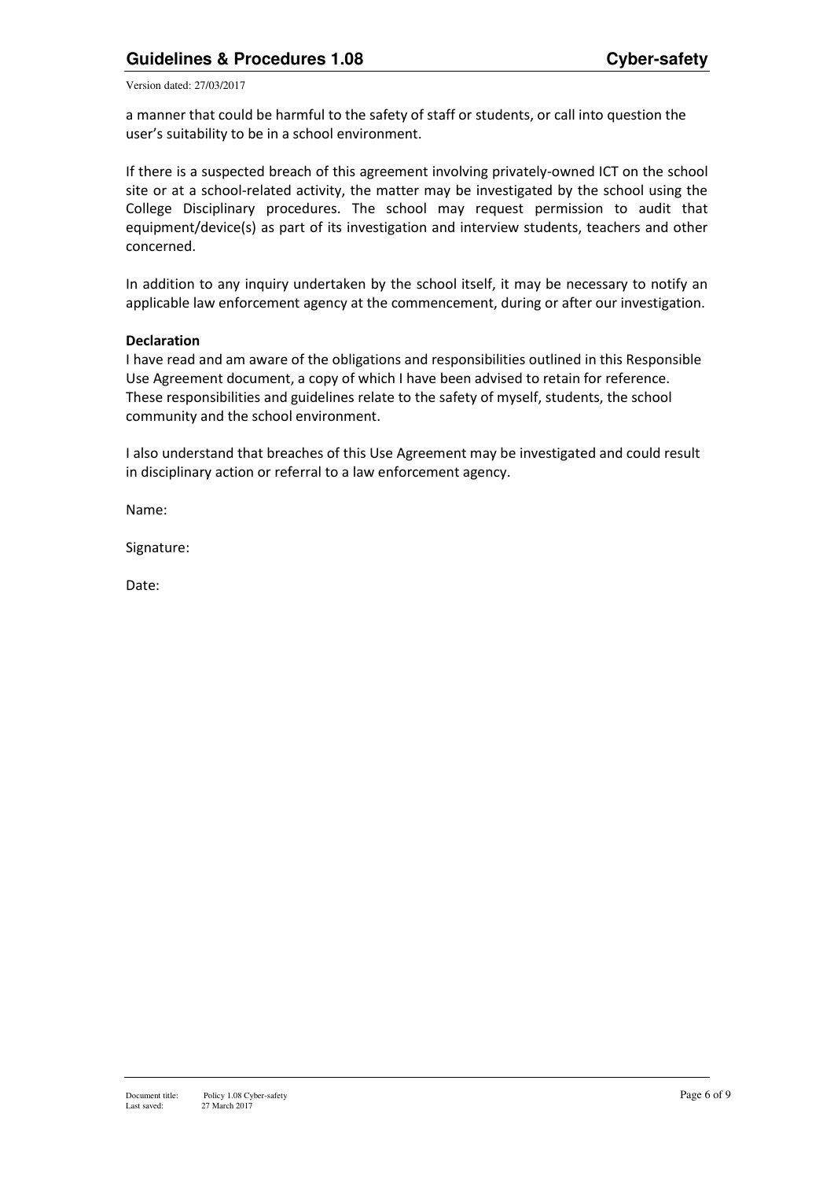a manner that could be harmful to the safety of staff or students, or call into question the user's suitability to be in a school environment.

If there is a suspected breach of this agreement involving privately-owned ICT on the school site or at a school-related activity, the matter may be investigated by the school using the College Disciplinary procedures. The school may request permission to audit that equipment/device(s) as part of its investigation and interview students, teachers and other concerned.

In addition to any inquiry undertaken by the school itself, it may be necessary to notify an applicable law enforcement agency at the commencement, during or after our investigation.

**Declaration**

I have read and am aware of the obligations and responsibilities outlined in this Responsible Use Agreement document, a copy of which I have been advised to retain for reference. These responsibilities and guidelines relate to the safety of myself, students, the school community and the school environment.

I also understand that breaches of this Use Agreement may be investigated and could result in disciplinary action or referral to a law enforcement agency.

Name:

Signature:

Date: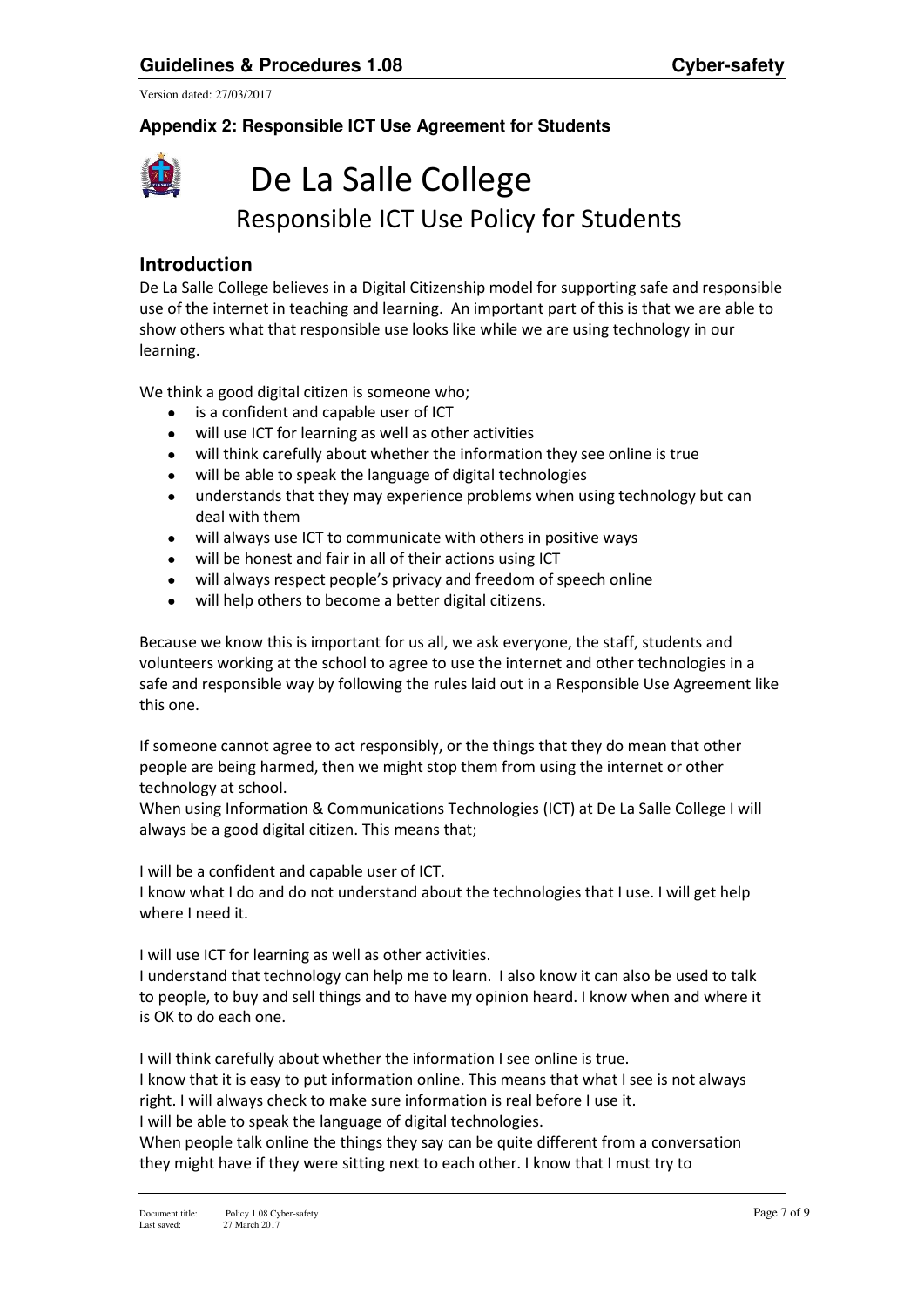**Appendix 2: Responsible ICT Use Agreement for Students**

# De La Salle College

## Responsible ICT Use Policy for Students

### Introduction

De La Salle College believes in a Digital Citizenship model for supporting safe and responsible use of the internet in teaching and learning. An important part of this is that we are able to show others what that responsible use looks like while we are using technology in our learning.

We think a good digital citizen is someone who;

- is a confident and capable user of ICT
- will use ICT for learning as well as other activities
- will think carefully about whether the information they see online is true
- will be able to speak the language of digital technologies
- understands that they may experience problems when using technology but can deal with them
- will always use ICT to communicate with others in positive ways
- will be honest and fair in all of their actions using ICT
- will always respect people's privacy and freedom of speech online
- will help others to become a better digital citizens.

Because we know this is important for us all, we ask everyone, the staff, students and volunteers working at the school to agree to use the internet and other technologies in a safe and responsible way by following the rules laid out in a Responsible Use Agreement like this one.

If someone cannot agree to act responsibly, or the things that they do mean that other people are being harmed, then we might stop them from using the internet or other technology at school.
When using Information & Communications Technologies (ICT) at De La Salle College I will always be a good digital citizen. This means that;

I will be a confident and capable user of ICT.
I know what I do and do not understand about the technologies that I use. I will get help where I need it.

I will use ICT for learning as well as other activities.
I understand that technology can help me to learn. I also know it can also be used to talk to people, to buy and sell things and to have my opinion heard. I know when and where it is OK to do each one.

I will think carefully about whether the information I see online is true.
I know that it is easy to put information online. This means that what I see is not always right. I will always check to make sure information is real before I use it.
I will be able to speak the language of digital technologies.
When people talk online the things they say can be quite different from a conversation they might have if they were sitting next to each other. I know that I must try to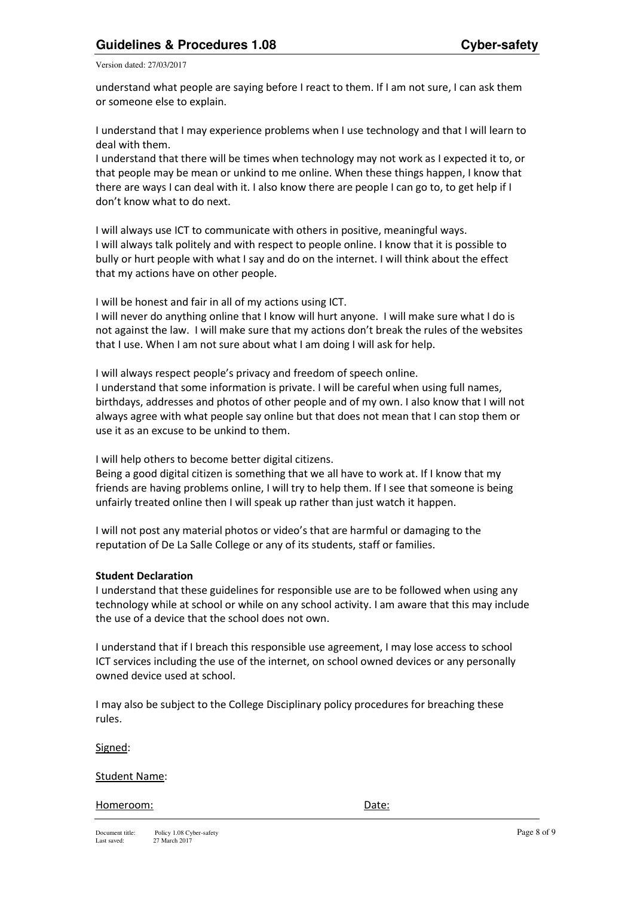understand what people are saying before I react to them. If I am not sure, I can ask them or someone else to explain.

I understand that I may experience problems when I use technology and that I will learn to deal with them.
I understand that there will be times when technology may not work as I expected it to, or that people may be mean or unkind to me online. When these things happen, I know that there are ways I can deal with it. I also know there are people I can go to, to get help if I don't know what to do next.

I will always use ICT to communicate with others in positive, meaningful ways.
I will always talk politely and with respect to people online. I know that it is possible to bully or hurt people with what I say and do on the internet. I will think about the effect that my actions have on other people.

I will be honest and fair in all of my actions using ICT.
I will never do anything online that I know will hurt anyone. I will make sure what I do is not against the law. I will make sure that my actions don't break the rules of the websites that I use. When I am not sure about what I am doing I will ask for help.

I will always respect people's privacy and freedom of speech online.
I understand that some information is private. I will be careful when using full names, birthdays, addresses and photos of other people and of my own. I also know that I will not always agree with what people say online but that does not mean that I can stop them or use it as an excuse to be unkind to them.

I will help others to become better digital citizens.
Being a good digital citizen is something that we all have to work at. If I know that my friends are having problems online, I will try to help them. If I see that someone is being unfairly treated online then I will speak up rather than just watch it happen.

I will not post any material photos or video's that are harmful or damaging to the reputation of De La Salle College or any of its students, staff or families.

**Student Declaration**

I understand that these guidelines for responsible use are to be followed when using any technology while at school or while on any school activity. I am aware that this may include the use of a device that the school does not own.

I understand that if I breach this responsible use agreement, I may lose access to school ICT services including the use of the internet, on school owned devices or any personally owned device used at school.

I may also be subject to the College Disciplinary policy procedures for breaching these rules.

Signed:

Student Name:

Homeroom: Date: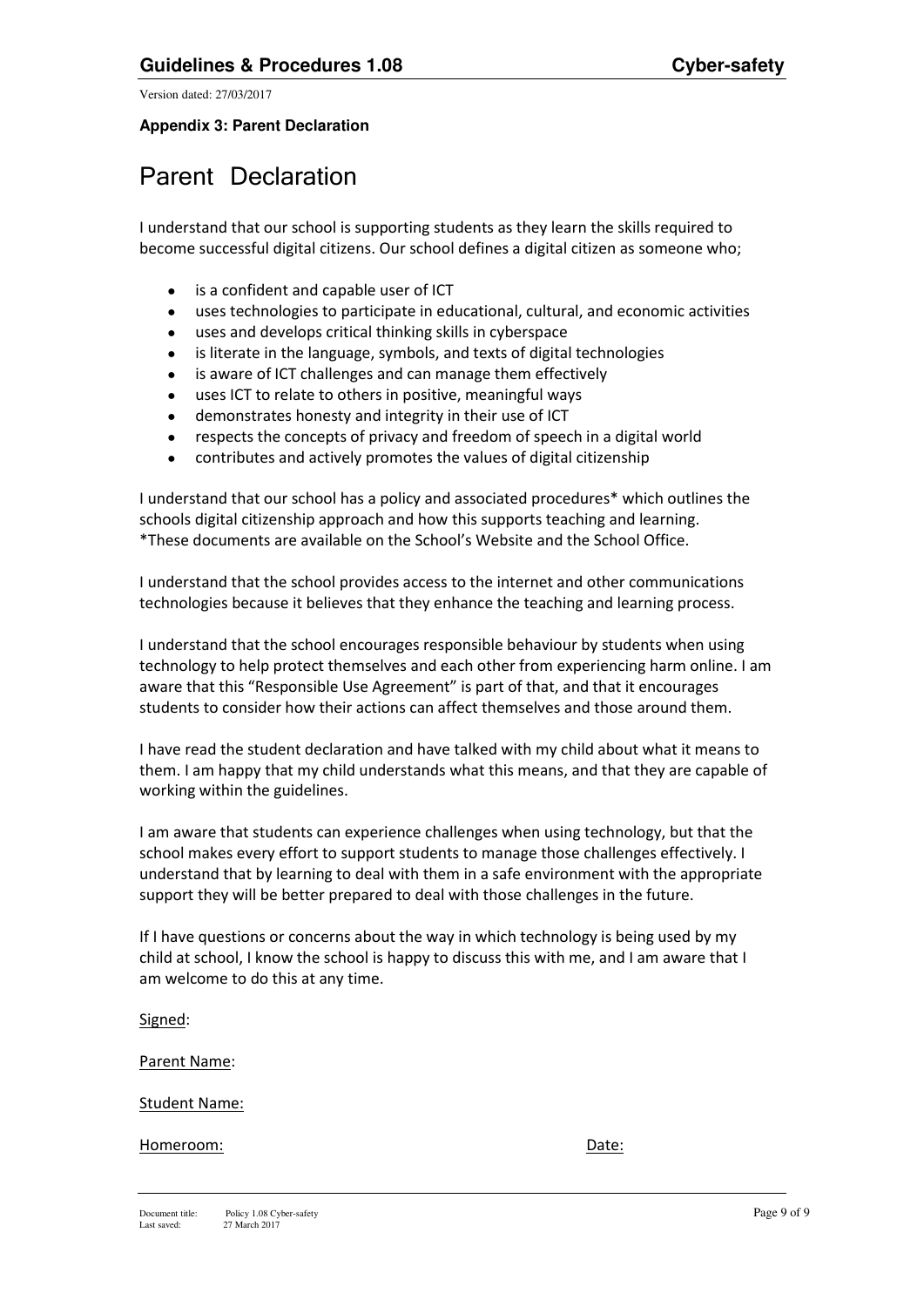Version dated: 27/03/2017

**Appendix 3: Parent Declaration**

# Parent Declaration

I understand that our school is supporting students as they learn the skills required to become successful digital citizens. Our school defines a digital citizen as someone who;

- is a confident and capable user of ICT
- uses technologies to participate in educational, cultural, and economic activities
- uses and develops critical thinking skills in cyberspace
- is literate in the language, symbols, and texts of digital technologies
- is aware of ICT challenges and can manage them effectively
- uses ICT to relate to others in positive, meaningful ways
- demonstrates honesty and integrity in their use of ICT
- respects the concepts of privacy and freedom of speech in a digital world
- contributes and actively promotes the values of digital citizenship

I understand that our school has a policy and associated procedures* which outlines the schools digital citizenship approach and how this supports teaching and learning.
*These documents are available on the School's Website and the School Office.

I understand that the school provides access to the internet and other communications technologies because it believes that they enhance the teaching and learning process.

I understand that the school encourages responsible behaviour by students when using technology to help protect themselves and each other from experiencing harm online. I am aware that this "Responsible Use Agreement" is part of that, and that it encourages students to consider how their actions can affect themselves and those around them.

I have read the student declaration and have talked with my child about what it means to them. I am happy that my child understands what this means, and that they are capable of working within the guidelines.

I am aware that students can experience challenges when using technology, but that the school makes every effort to support students to manage those challenges effectively. I understand that by learning to deal with them in a safe environment with the appropriate support they will be better prepared to deal with those challenges in the future.

If I have questions or concerns about the way in which technology is being used by my child at school, I know the school is happy to discuss this with me, and I am aware that I am welcome to do this at any time.

Signed:

Parent Name:

Student Name:

Homeroom: Date: